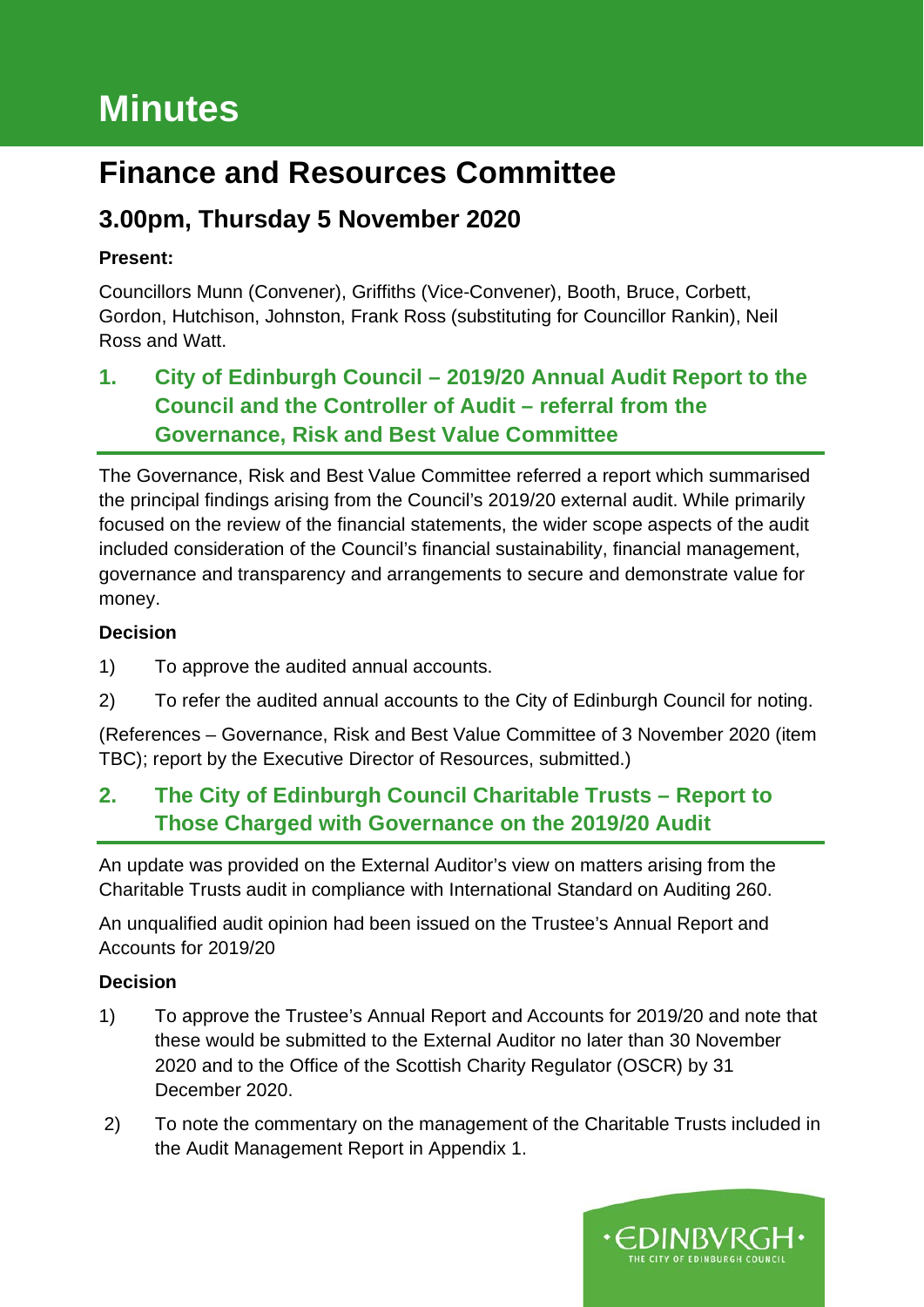# Minutes

## Finance and Resources Committee

### 3.00pm, Thursday 5 November 2020

**Present:**

Councillors Munn (Convener), Griffiths (Vice-Convener), Booth, Bruce, Corbett, Gordon, Hutchison, Johnston, Frank Ross (substituting for Councillor Rankin), Neil Ross and Watt.

### 1. City of Edinburgh Council – 2019/20 Annual Audit Report to the Council and the Controller of Audit – referral from the Governance, Risk and Best Value Committee

The Governance, Risk and Best Value Committee referred a report which summarised the principal findings arising from the Council's 2019/20 external audit. While primarily focused on the review of the financial statements, the wider scope aspects of the audit included consideration of the Council's financial sustainability, financial management, governance and transparency and arrangements to secure and demonstrate value for money.

**Decision**

1) To approve the audited annual accounts.

2) To refer the audited annual accounts to the City of Edinburgh Council for noting.

(References – Governance, Risk and Best Value Committee of 3 November 2020 (item TBC); report by the Executive Director of Resources, submitted.)

### 2. The City of Edinburgh Council Charitable Trusts – Report to Those Charged with Governance on the 2019/20 Audit

An update was provided on the External Auditor's view on matters arising from the Charitable Trusts audit in compliance with International Standard on Auditing 260.

An unqualified audit opinion had been issued on the Trustee's Annual Report and Accounts for 2019/20

**Decision**

1) To approve the Trustee's Annual Report and Accounts for 2019/20 and note that these would be submitted to the External Auditor no later than 30 November 2020 and to the Office of the Scottish Charity Regulator (OSCR) by 31 December 2020.

2) To note the commentary on the management of the Charitable Trusts included in the Audit Management Report in Appendix 1.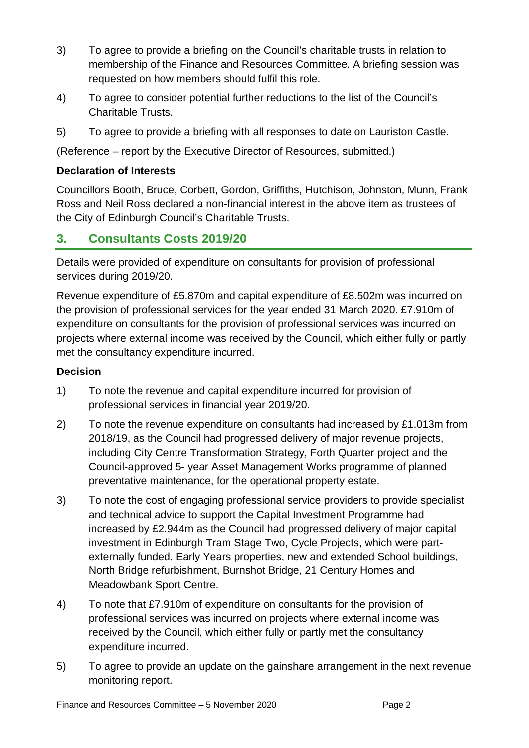3) To agree to provide a briefing on the Council's charitable trusts in relation to membership of the Finance and Resources Committee. A briefing session was requested on how members should fulfil this role.

4) To agree to consider potential further reductions to the list of the Council's Charitable Trusts.

5) To agree to provide a briefing with all responses to date on Lauriston Castle.

(Reference – report by the Executive Director of Resources, submitted.)

**Declaration of Interests**

Councillors Booth, Bruce, Corbett, Gordon, Griffiths, Hutchison, Johnston, Munn, Frank Ross and Neil Ross declared a non-financial interest in the above item as trustees of the City of Edinburgh Council's Charitable Trusts.

## 3. Consultants Costs 2019/20

Details were provided of expenditure on consultants for provision of professional services during 2019/20.

Revenue expenditure of £5.870m and capital expenditure of £8.502m was incurred on the provision of professional services for the year ended 31 March 2020. £7.910m of expenditure on consultants for the provision of professional services was incurred on projects where external income was received by the Council, which either fully or partly met the consultancy expenditure incurred.

**Decision**

1) To note the revenue and capital expenditure incurred for provision of professional services in financial year 2019/20.

2) To note the revenue expenditure on consultants had increased by £1.013m from 2018/19, as the Council had progressed delivery of major revenue projects, including City Centre Transformation Strategy, Forth Quarter project and the Council-approved 5- year Asset Management Works programme of planned preventative maintenance, for the operational property estate.

3) To note the cost of engaging professional service providers to provide specialist and technical advice to support the Capital Investment Programme had increased by £2.944m as the Council had progressed delivery of major capital investment in Edinburgh Tram Stage Two, Cycle Projects, which were part-externally funded, Early Years properties, new and extended School buildings, North Bridge refurbishment, Burnshot Bridge, 21 Century Homes and Meadowbank Sport Centre.

4) To note that £7.910m of expenditure on consultants for the provision of professional services was incurred on projects where external income was received by the Council, which either fully or partly met the consultancy expenditure incurred.

5) To agree to provide an update on the gainshare arrangement in the next revenue monitoring report.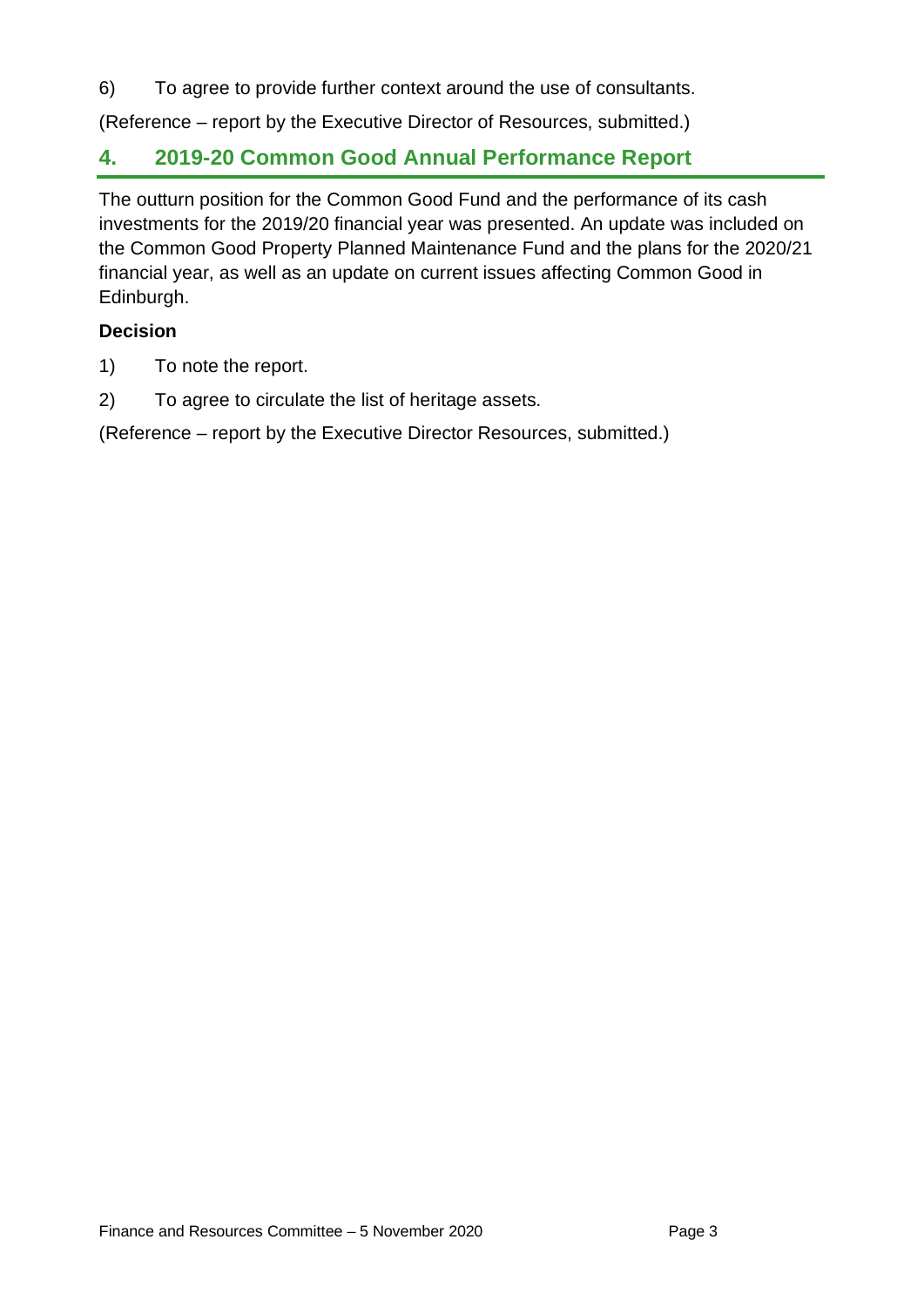6) To agree to provide further context around the use of consultants.

(Reference – report by the Executive Director of Resources, submitted.)

## 4. 2019-20 Common Good Annual Performance Report

The outturn position for the Common Good Fund and the performance of its cash investments for the 2019/20 financial year was presented. An update was included on the Common Good Property Planned Maintenance Fund and the plans for the 2020/21 financial year, as well as an update on current issues affecting Common Good in Edinburgh.

**Decision**

1) To note the report.

2) To agree to circulate the list of heritage assets.

(Reference – report by the Executive Director Resources, submitted.)